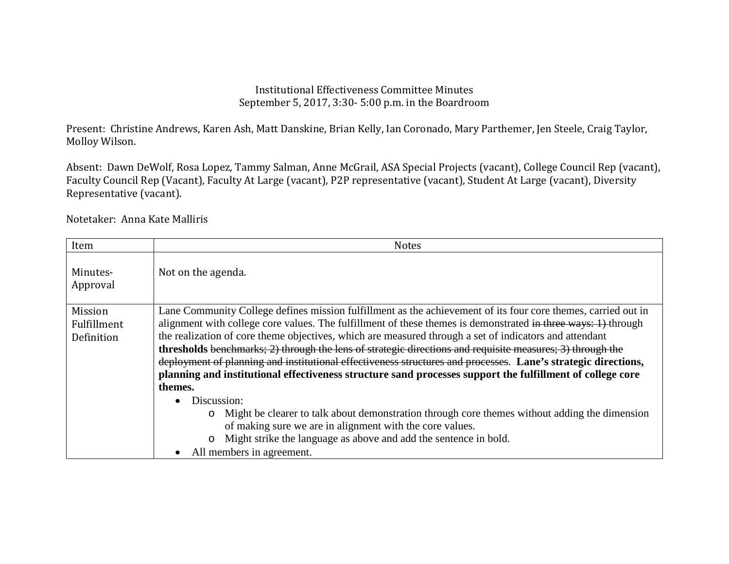Institutional Effectiveness Committee Minutes
September 5, 2017, 3:30- 5:00 p.m. in the Boardroom

Present: Christine Andrews, Karen Ash, Matt Danskine, Brian Kelly, Ian Coronado, Mary Parthemer, Jen Steele, Craig Taylor, Molloy Wilson.

Absent: Dawn DeWolf, Rosa Lopez, Tammy Salman, Anne McGrail, ASA Special Projects (vacant), College Council Rep (vacant), Faculty Council Rep (Vacant), Faculty At Large (vacant), P2P representative (vacant), Student At Large (vacant), Diversity Representative (vacant).

Notetaker: Anna Kate Malliris

| Item | Notes |
|---|---|
| Minutes-Approval | Not on the agenda. |
| Mission Fulfillment Definition | Lane Community College defines mission fulfillment as the achievement of its four core themes, carried out in alignment with college core values. The fulfillment of these themes is demonstrated ~~in three ways: 1)~~ through the realization of core theme objectives, which are measured through a set of indicators and attendant **thresholds** ~~benchmarks; 2) through the lens of strategic directions and requisite measures; 3) through the deployment of planning and institutional effectiveness structures and processes.~~ **Lane's strategic directions, planning and institutional effectiveness structure sand processes support the fulfillment of college core themes.**<br>• Discussion:<br>&nbsp;&nbsp;&nbsp;&nbsp;o Might be clearer to talk about demonstration through core themes without adding the dimension of making sure we are in alignment with the core values.<br>&nbsp;&nbsp;&nbsp;&nbsp;o Might strike the language as above and add the sentence in bold.<br>• All members in agreement. |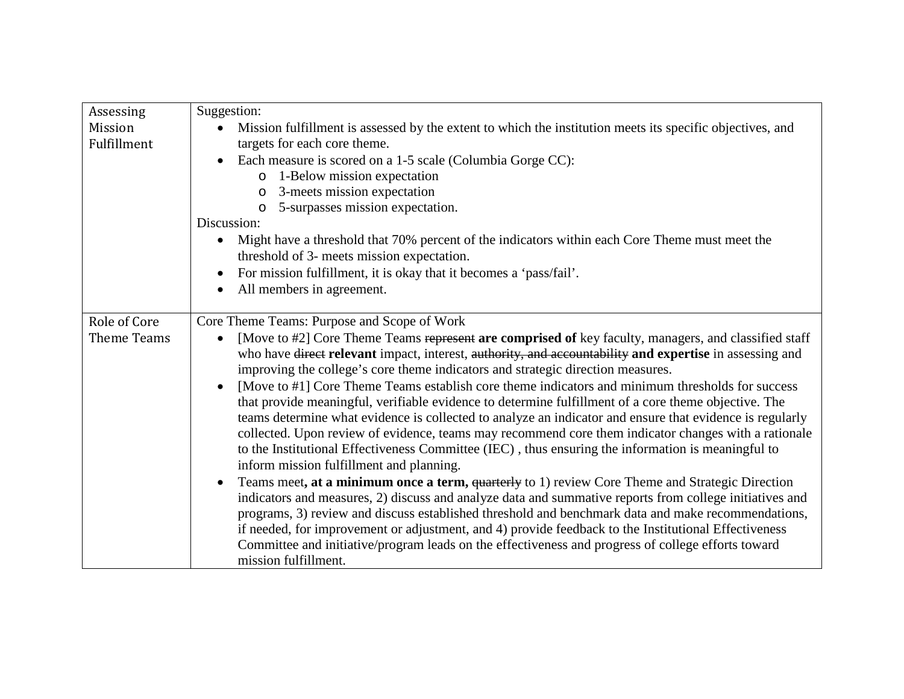| | |
|---|---|
| Assessing Mission Fulfillment | Suggestion:<br>• Mission fulfillment is assessed by the extent to which the institution meets its specific objectives, and targets for each core theme.<br>• Each measure is scored on a 1-5 scale (Columbia Gorge CC):<br>&nbsp;&nbsp;&nbsp;&nbsp;o 1-Below mission expectation<br>&nbsp;&nbsp;&nbsp;&nbsp;o 3-meets mission expectation<br>&nbsp;&nbsp;&nbsp;&nbsp;o 5-surpasses mission expectation.<br>Discussion:<br>• Might have a threshold that 70% percent of the indicators within each Core Theme must meet the threshold of 3- meets mission expectation.<br>• For mission fulfillment, it is okay that it becomes a 'pass/fail'.<br>• All members in agreement. |
| Role of Core Theme Teams | Core Theme Teams: Purpose and Scope of Work<br>• [Move to #2] Core Theme Teams ~~represent~~ **are comprised of** key faculty, managers, and classified staff who have ~~direct~~ **relevant** impact, interest, ~~authority, and accountability~~ **and expertise** in assessing and improving the college's core theme indicators and strategic direction measures.<br>• [Move to #1] Core Theme Teams establish core theme indicators and minimum thresholds for success that provide meaningful, verifiable evidence to determine fulfillment of a core theme objective. The teams determine what evidence is collected to analyze an indicator and ensure that evidence is regularly collected. Upon review of evidence, teams may recommend core them indicator changes with a rationale to the Institutional Effectiveness Committee (IEC) , thus ensuring the information is meaningful to inform mission fulfillment and planning.<br>• Teams meet**, at a minimum once a term,** ~~quarterly~~ to 1) review Core Theme and Strategic Direction indicators and measures, 2) discuss and analyze data and summative reports from college initiatives and programs, 3) review and discuss established threshold and benchmark data and make recommendations, if needed, for improvement or adjustment, and 4) provide feedback to the Institutional Effectiveness Committee and initiative/program leads on the effectiveness and progress of college efforts toward mission fulfillment. |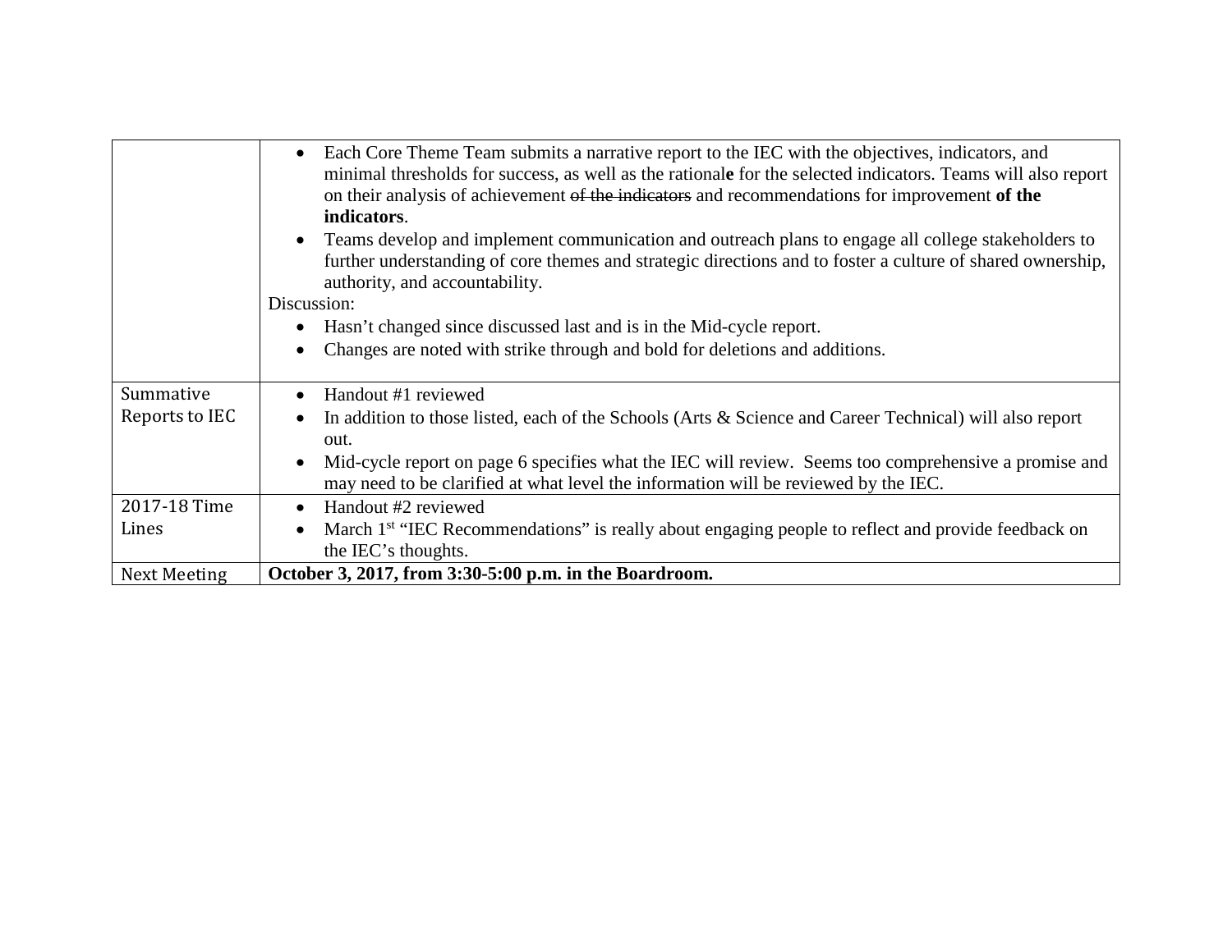| | |
|---|---|
| | • Each Core Theme Team submits a narrative report to the IEC with the objectives, indicators, and minimal thresholds for success, as well as the rational**e** for the selected indicators. Teams will also report on their analysis of achievement ~~of the indicators~~ and recommendations for improvement **of the indicators**.<br>• Teams develop and implement communication and outreach plans to engage all college stakeholders to further understanding of core themes and strategic directions and to foster a culture of shared ownership, authority, and accountability.<br>Discussion:<br>• Hasn't changed since discussed last and is in the Mid-cycle report.<br>• Changes are noted with strike through and bold for deletions and additions. |
| Summative Reports to IEC | • Handout #1 reviewed<br>• In addition to those listed, each of the Schools (Arts & Science and Career Technical) will also report out.<br>• Mid-cycle report on page 6 specifies what the IEC will review. Seems too comprehensive a promise and may need to be clarified at what level the information will be reviewed by the IEC. |
| 2017-18 Time Lines | • Handout #2 reviewed<br>• March 1st "IEC Recommendations" is really about engaging people to reflect and provide feedback on the IEC's thoughts. |
| Next Meeting | **October 3, 2017, from 3:30-5:00 p.m. in the Boardroom.** |